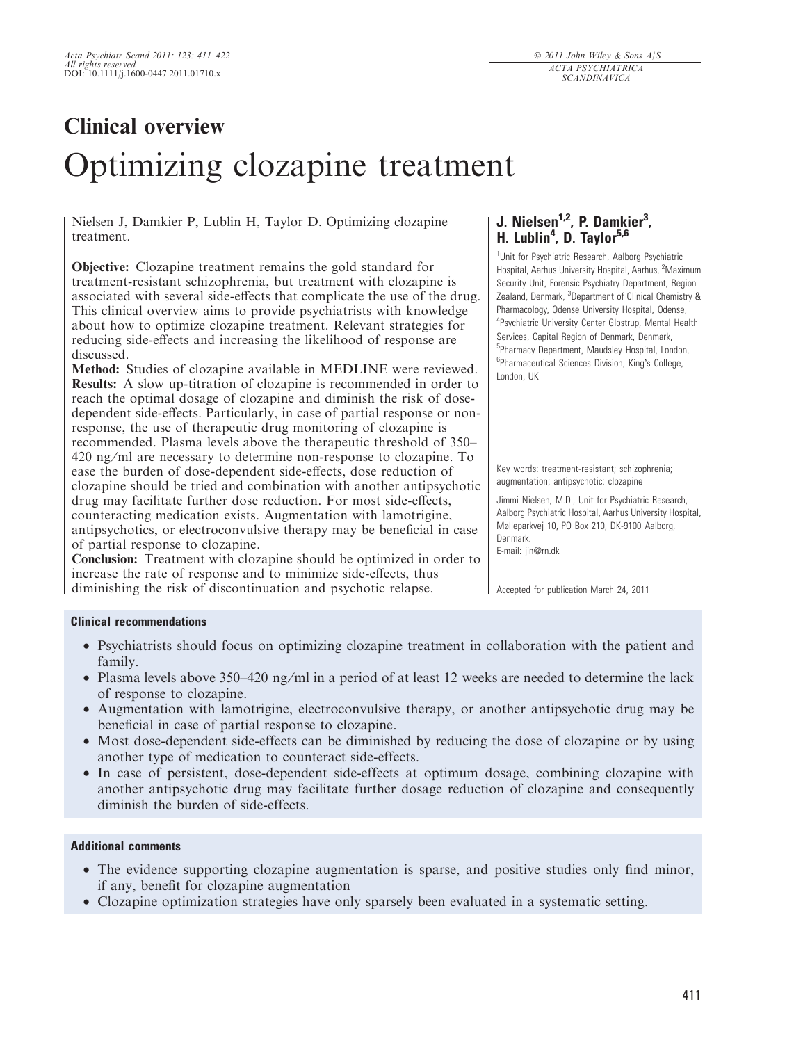## Clinical overview

# Optimizing clozapine treatment

Nielsen J, Damkier P, Lublin H, Taylor D. Optimizing clozapine treatment.

**J. Nielsen[1,2], P. Damkier[3], H. Lublin[4], D. Taylor[5,6]**

[1]Unit for Psychiatric Research, Aalborg Psychiatric Hospital, Aarhus University Hospital, Aarhus, [2]Maximum Security Unit, Forensic Psychiatry Department, Region Zealand, Denmark, [3]Department of Clinical Chemistry & Pharmacology, Odense University Hospital, Odense, [4]Psychiatric University Center Glostrup, Mental Health Services, Capital Region of Denmark, Denmark, [5]Pharmacy Department, Maudsley Hospital, London, [6]Pharmaceutical Sciences Division, King's College, London, UK

**Objective:** Clozapine treatment remains the gold standard for treatment-resistant schizophrenia, but treatment with clozapine is associated with several side-effects that complicate the use of the drug. This clinical overview aims to provide psychiatrists with knowledge about how to optimize clozapine treatment. Relevant strategies for reducing side-effects and increasing the likelihood of response are discussed.

**Method:** Studies of clozapine available in MEDLINE were reviewed.

**Results:** A slow up-titration of clozapine is recommended in order to reach the optimal dosage of clozapine and diminish the risk of dose-dependent side-effects. Particularly, in case of partial response or non-response, the use of therapeutic drug monitoring of clozapine is recommended. Plasma levels above the therapeutic threshold of 350–420 ng/ml are necessary to determine non-response to clozapine. To ease the burden of dose-dependent side-effects, dose reduction of clozapine should be tried and combination with another antipsychotic drug may facilitate further dose reduction. For most side-effects, counteracting medication exists. Augmentation with lamotrigine, antipsychotics, or electroconvulsive therapy may be beneficial in case of partial response to clozapine.

**Conclusion:** Treatment with clozapine should be optimized in order to increase the rate of response and to minimize side-effects, thus diminishing the risk of discontinuation and psychotic relapse.

Key words: treatment-resistant; schizophrenia; augmentation; antipsychotic; clozapine

Jimmi Nielsen, M.D., Unit for Psychiatric Research, Aalborg Psychiatric Hospital, Aarhus University Hospital, Mølleparkvej 10, PO Box 210, DK-9100 Aalborg, Denmark.
E-mail: jin@rn.dk

Accepted for publication March 24, 2011

### Clinical recommendations

- Psychiatrists should focus on optimizing clozapine treatment in collaboration with the patient and family.
- Plasma levels above 350–420 ng/ml in a period of at least 12 weeks are needed to determine the lack of response to clozapine.
- Augmentation with lamotrigine, electroconvulsive therapy, or another antipsychotic drug may be beneficial in case of partial response to clozapine.
- Most dose-dependent side-effects can be diminished by reducing the dose of clozapine or by using another type of medication to counteract side-effects.
- In case of persistent, dose-dependent side-effects at optimum dosage, combining clozapine with another antipsychotic drug may facilitate further dosage reduction of clozapine and consequently diminish the burden of side-effects.

### Additional comments

- The evidence supporting clozapine augmentation is sparse, and positive studies only find minor, if any, benefit for clozapine augmentation
- Clozapine optimization strategies have only sparsely been evaluated in a systematic setting.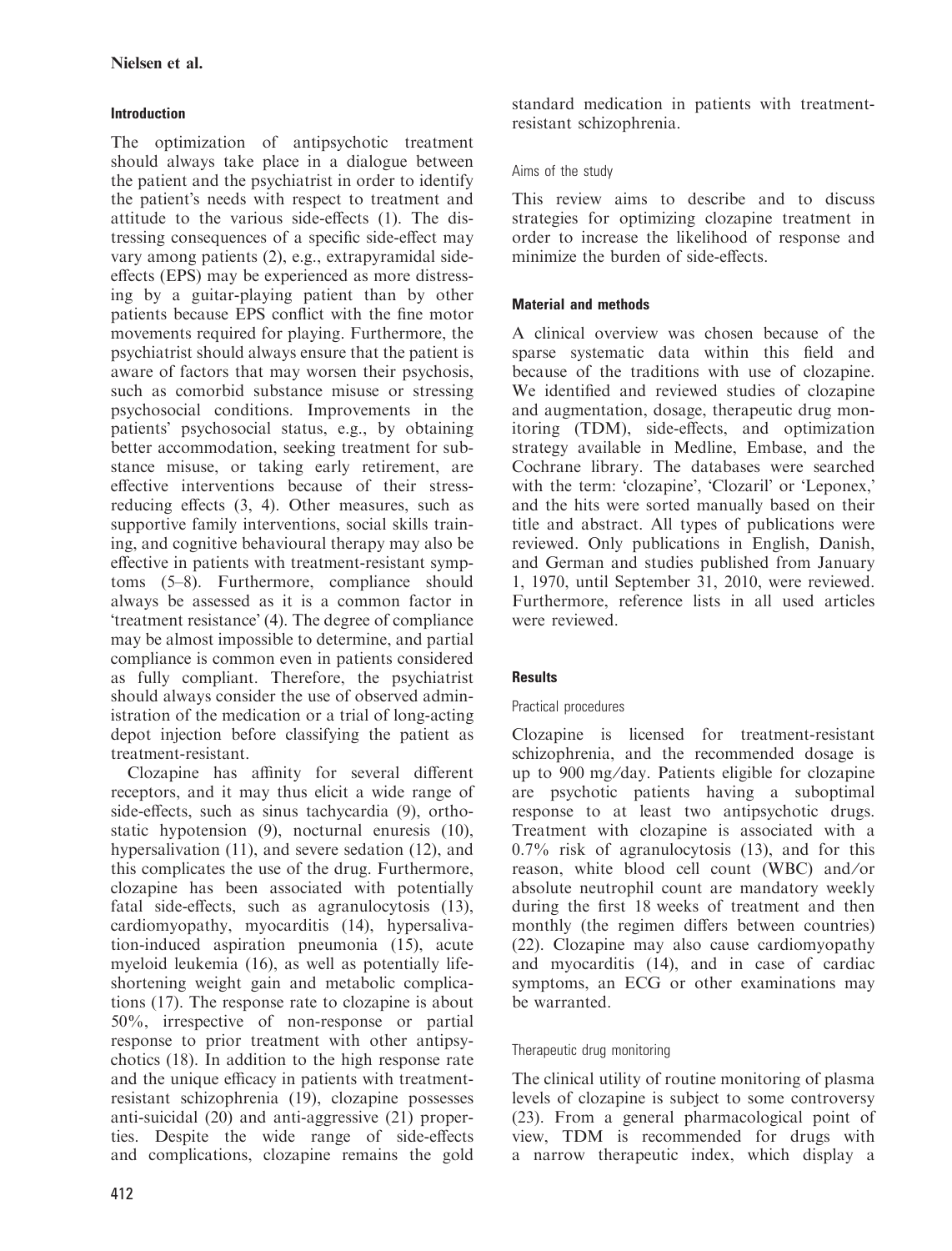## Introduction

The optimization of antipsychotic treatment should always take place in a dialogue between the patient and the psychiatrist in order to identify the patient's needs with respect to treatment and attitude to the various side-effects (1). The distressing consequences of a specific side-effect may vary among patients (2), e.g., extrapyramidal side-effects (EPS) may be experienced as more distressing by a guitar-playing patient than by other patients because EPS conflict with the fine motor movements required for playing. Furthermore, the psychiatrist should always ensure that the patient is aware of factors that may worsen their psychosis, such as comorbid substance misuse or stressing psychosocial conditions. Improvements in the patients' psychosocial status, e.g., by obtaining better accommodation, seeking treatment for substance misuse, or taking early retirement, are effective interventions because of their stress-reducing effects (3, 4). Other measures, such as supportive family interventions, social skills training, and cognitive behavioural therapy may also be effective in patients with treatment-resistant symptoms (5–8). Furthermore, compliance should always be assessed as it is a common factor in 'treatment resistance' (4). The degree of compliance may be almost impossible to determine, and partial compliance is common even in patients considered as fully compliant. Therefore, the psychiatrist should always consider the use of observed administration of the medication or a trial of long-acting depot injection before classifying the patient as treatment-resistant.

Clozapine has affinity for several different receptors, and it may thus elicit a wide range of side-effects, such as sinus tachycardia (9), orthostatic hypotension (9), nocturnal enuresis (10), hypersalivation (11), and severe sedation (12), and this complicates the use of the drug. Furthermore, clozapine has been associated with potentially fatal side-effects, such as agranulocytosis (13), cardiomyopathy, myocarditis (14), hypersalivation-induced aspiration pneumonia (15), acute myeloid leukemia (16), as well as potentially life-shortening weight gain and metabolic complications (17). The response rate to clozapine is about 50%, irrespective of non-response or partial response to prior treatment with other antipsychotics (18). In addition to the high response rate and the unique efficacy in patients with treatment-resistant schizophrenia (19), clozapine possesses anti-suicidal (20) and anti-aggressive (21) properties. Despite the wide range of side-effects and complications, clozapine remains the gold standard medication in patients with treatment-resistant schizophrenia.

### Aims of the study

This review aims to describe and to discuss strategies for optimizing clozapine treatment in order to increase the likelihood of response and minimize the burden of side-effects.

## Material and methods

A clinical overview was chosen because of the sparse systematic data within this field and because of the traditions with use of clozapine. We identified and reviewed studies of clozapine and augmentation, dosage, therapeutic drug monitoring (TDM), side-effects, and optimization strategy available in Medline, Embase, and the Cochrane library. The databases were searched with the term: 'clozapine', 'Clozaril' or 'Leponex,' and the hits were sorted manually based on their title and abstract. All types of publications were reviewed. Only publications in English, Danish, and German and studies published from January 1, 1970, until September 31, 2010, were reviewed. Furthermore, reference lists in all used articles were reviewed.

## Results

### Practical procedures

Clozapine is licensed for treatment-resistant schizophrenia, and the recommended dosage is up to 900 mg/day. Patients eligible for clozapine are psychotic patients having a suboptimal response to at least two antipsychotic drugs. Treatment with clozapine is associated with a 0.7% risk of agranulocytosis (13), and for this reason, white blood cell count (WBC) and/or absolute neutrophil count are mandatory weekly during the first 18 weeks of treatment and then monthly (the regimen differs between countries) (22). Clozapine may also cause cardiomyopathy and myocarditis (14), and in case of cardiac symptoms, an ECG or other examinations may be warranted.

### Therapeutic drug monitoring

The clinical utility of routine monitoring of plasma levels of clozapine is subject to some controversy (23). From a general pharmacological point of view, TDM is recommended for drugs with a narrow therapeutic index, which display a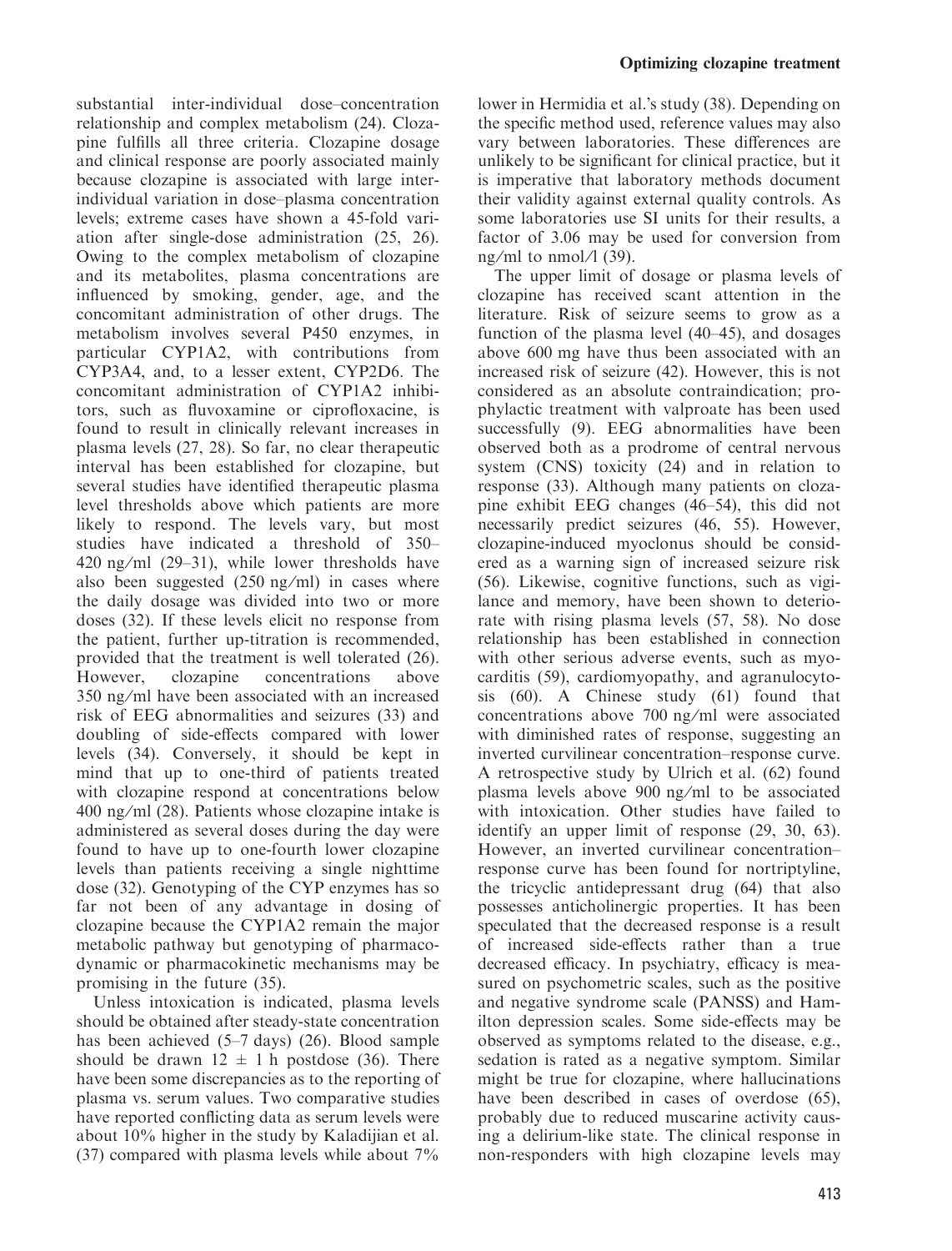substantial inter-individual dose–concentration relationship and complex metabolism (24). Clozapine fulfills all three criteria. Clozapine dosage and clinical response are poorly associated mainly because clozapine is associated with large inter-individual variation in dose–plasma concentration levels; extreme cases have shown a 45-fold variation after single-dose administration (25, 26). Owing to the complex metabolism of clozapine and its metabolites, plasma concentrations are influenced by smoking, gender, age, and the concomitant administration of other drugs. The metabolism involves several P450 enzymes, in particular CYP1A2, with contributions from CYP3A4, and, to a lesser extent, CYP2D6. The concomitant administration of CYP1A2 inhibitors, such as fluvoxamine or ciprofloxacine, is found to result in clinically relevant increases in plasma levels (27, 28). So far, no clear therapeutic interval has been established for clozapine, but several studies have identified therapeutic plasma level thresholds above which patients are more likely to respond. The levels vary, but most studies have indicated a threshold of 350–420 ng/ml (29–31), while lower thresholds have also been suggested (250 ng/ml) in cases where the daily dosage was divided into two or more doses (32). If these levels elicit no response from the patient, further up-titration is recommended, provided that the treatment is well tolerated (26). However, clozapine concentrations above 350 ng/ml have been associated with an increased risk of EEG abnormalities and seizures (33) and doubling of side-effects compared with lower levels (34). Conversely, it should be kept in mind that up to one-third of patients treated with clozapine respond at concentrations below 400 ng/ml (28). Patients whose clozapine intake is administered as several doses during the day were found to have up to one-fourth lower clozapine levels than patients receiving a single nighttime dose (32). Genotyping of the CYP enzymes has so far not been of any advantage in dosing of clozapine because the CYP1A2 remain the major metabolic pathway but genotyping of pharmacodynamic or pharmacokinetic mechanisms may be promising in the future (35).

Unless intoxication is indicated, plasma levels should be obtained after steady-state concentration has been achieved (5–7 days) (26). Blood sample should be drawn $12 \pm 1$ h postdose (36). There have been some discrepancies as to the reporting of plasma vs. serum values. Two comparative studies have reported conflicting data as serum levels were about 10% higher in the study by Kaladijian et al. (37) compared with plasma levels while about 7% lower in Hermidia et al.'s study (38). Depending on the specific method used, reference values may also vary between laboratories. These differences are unlikely to be significant for clinical practice, but it is imperative that laboratory methods document their validity against external quality controls. As some laboratories use SI units for their results, a factor of 3.06 may be used for conversion from ng/ml to nmol/l (39).

The upper limit of dosage or plasma levels of clozapine has received scant attention in the literature. Risk of seizure seems to grow as a function of the plasma level (40–45), and dosages above 600 mg have thus been associated with an increased risk of seizure (42). However, this is not considered as an absolute contraindication; prophylactic treatment with valproate has been used successfully (9). EEG abnormalities have been observed both as a prodrome of central nervous system (CNS) toxicity (24) and in relation to response (33). Although many patients on clozapine exhibit EEG changes (46–54), this did not necessarily predict seizures (46, 55). However, clozapine-induced myoclonus should be considered as a warning sign of increased seizure risk (56). Likewise, cognitive functions, such as vigilance and memory, have been shown to deteriorate with rising plasma levels (57, 58). No dose relationship has been established in connection with other serious adverse events, such as myocarditis (59), cardiomyopathy, and agranulocytosis (60). A Chinese study (61) found that concentrations above 700 ng/ml were associated with diminished rates of response, suggesting an inverted curvilinear concentration–response curve. A retrospective study by Ulrich et al. (62) found plasma levels above 900 ng/ml to be associated with intoxication. Other studies have failed to identify an upper limit of response (29, 30, 63). However, an inverted curvilinear concentration–response curve has been found for nortriptyline, the tricyclic antidepressant drug (64) that also possesses anticholinergic properties. It has been speculated that the decreased response is a result of increased side-effects rather than a true decreased efficacy. In psychiatry, efficacy is measured on psychometric scales, such as the positive and negative syndrome scale (PANSS) and Hamilton depression scales. Some side-effects may be observed as symptoms related to the disease, e.g., sedation is rated as a negative symptom. Similar might be true for clozapine, where hallucinations have been described in cases of overdose (65), probably due to reduced muscarine activity causing a delirium-like state. The clinical response in non-responders with high clozapine levels may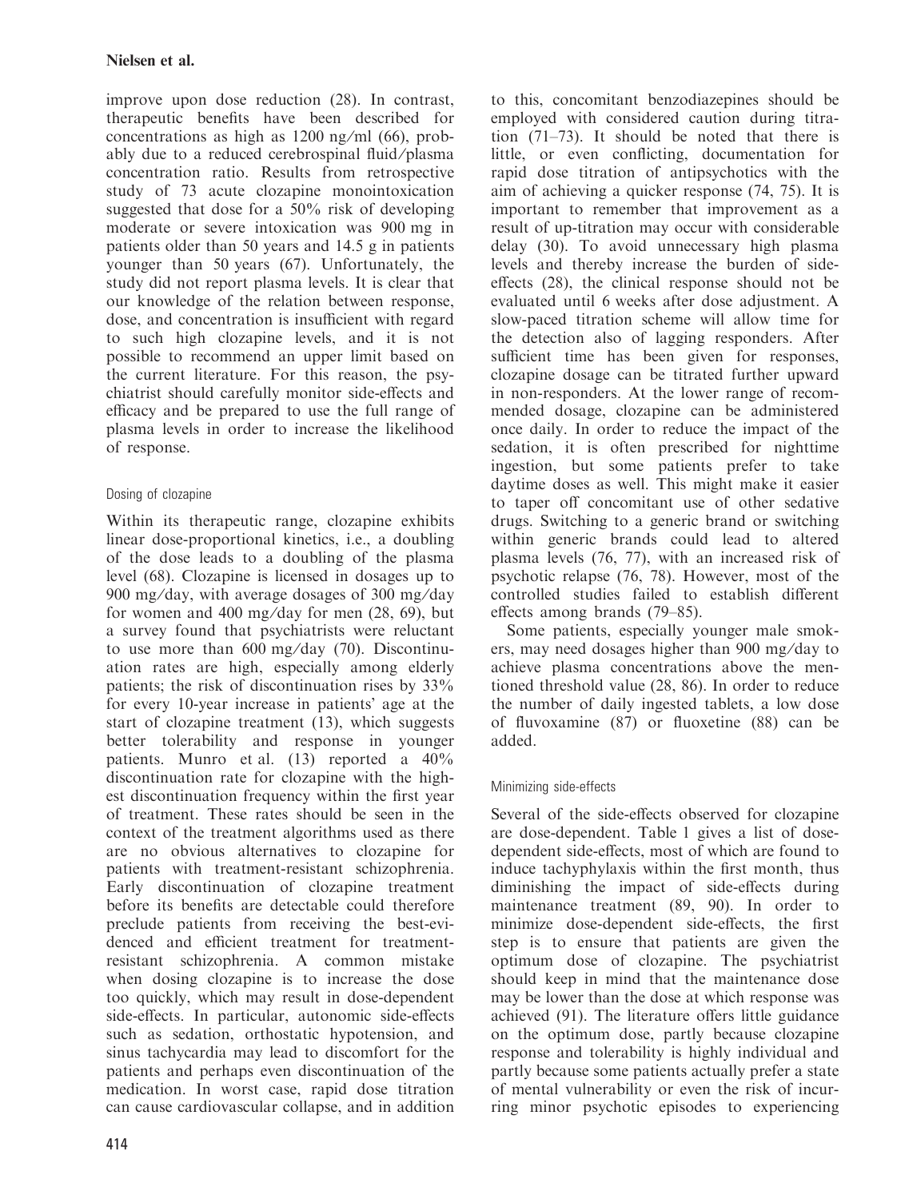improve upon dose reduction (28). In contrast, therapeutic benefits have been described for concentrations as high as 1200 ng/ml (66), probably due to a reduced cerebrospinal fluid/plasma concentration ratio. Results from retrospective study of 73 acute clozapine monointoxication suggested that dose for a 50% risk of developing moderate or severe intoxication was 900 mg in patients older than 50 years and 14.5 g in patients younger than 50 years (67). Unfortunately, the study did not report plasma levels. It is clear that our knowledge of the relation between response, dose, and concentration is insufficient with regard to such high clozapine levels, and it is not possible to recommend an upper limit based on the current literature. For this reason, the psychiatrist should carefully monitor side-effects and efficacy and be prepared to use the full range of plasma levels in order to increase the likelihood of response.

### Dosing of clozapine

Within its therapeutic range, clozapine exhibits linear dose-proportional kinetics, i.e., a doubling of the dose leads to a doubling of the plasma level (68). Clozapine is licensed in dosages up to 900 mg/day, with average dosages of 300 mg/day for women and 400 mg/day for men (28, 69), but a survey found that psychiatrists were reluctant to use more than 600 mg/day (70). Discontinuation rates are high, especially among elderly patients; the risk of discontinuation rises by 33% for every 10-year increase in patients' age at the start of clozapine treatment (13), which suggests better tolerability and response in younger patients. Munro et al. (13) reported a 40% discontinuation rate for clozapine with the highest discontinuation frequency within the first year of treatment. These rates should be seen in the context of the treatment algorithms used as there are no obvious alternatives to clozapine for patients with treatment-resistant schizophrenia. Early discontinuation of clozapine treatment before its benefits are detectable could therefore preclude patients from receiving the best-evidenced and efficient treatment for treatment-resistant schizophrenia. A common mistake when dosing clozapine is to increase the dose too quickly, which may result in dose-dependent side-effects. In particular, autonomic side-effects such as sedation, orthostatic hypotension, and sinus tachycardia may lead to discomfort for the patients and perhaps even discontinuation of the medication. In worst case, rapid dose titration can cause cardiovascular collapse, and in addition to this, concomitant benzodiazepines should be employed with considered caution during titration (71–73). It should be noted that there is little, or even conflicting, documentation for rapid dose titration of antipsychotics with the aim of achieving a quicker response (74, 75). It is important to remember that improvement as a result of up-titration may occur with considerable delay (30). To avoid unnecessary high plasma levels and thereby increase the burden of side-effects (28), the clinical response should not be evaluated until 6 weeks after dose adjustment. A slow-paced titration scheme will allow time for the detection also of lagging responders. After sufficient time has been given for responses, clozapine dosage can be titrated further upward in non-responders. At the lower range of recommended dosage, clozapine can be administered once daily. In order to reduce the impact of the sedation, it is often prescribed for nighttime ingestion, but some patients prefer to take daytime doses as well. This might make it easier to taper off concomitant use of other sedative drugs. Switching to a generic brand or switching within generic brands could lead to altered plasma levels (76, 77), with an increased risk of psychotic relapse (76, 78). However, most of the controlled studies failed to establish different effects among brands (79–85).

Some patients, especially younger male smokers, may need dosages higher than 900 mg/day to achieve plasma concentrations above the mentioned threshold value (28, 86). In order to reduce the number of daily ingested tablets, a low dose of fluvoxamine (87) or fluoxetine (88) can be added.

### Minimizing side-effects

Several of the side-effects observed for clozapine are dose-dependent. Table 1 gives a list of dose-dependent side-effects, most of which are found to induce tachyphylaxis within the first month, thus diminishing the impact of side-effects during maintenance treatment (89, 90). In order to minimize dose-dependent side-effects, the first step is to ensure that patients are given the optimum dose of clozapine. The psychiatrist should keep in mind that the maintenance dose may be lower than the dose at which response was achieved (91). The literature offers little guidance on the optimum dose, partly because clozapine response and tolerability is highly individual and partly because some patients actually prefer a state of mental vulnerability or even the risk of incurring minor psychotic episodes to experiencing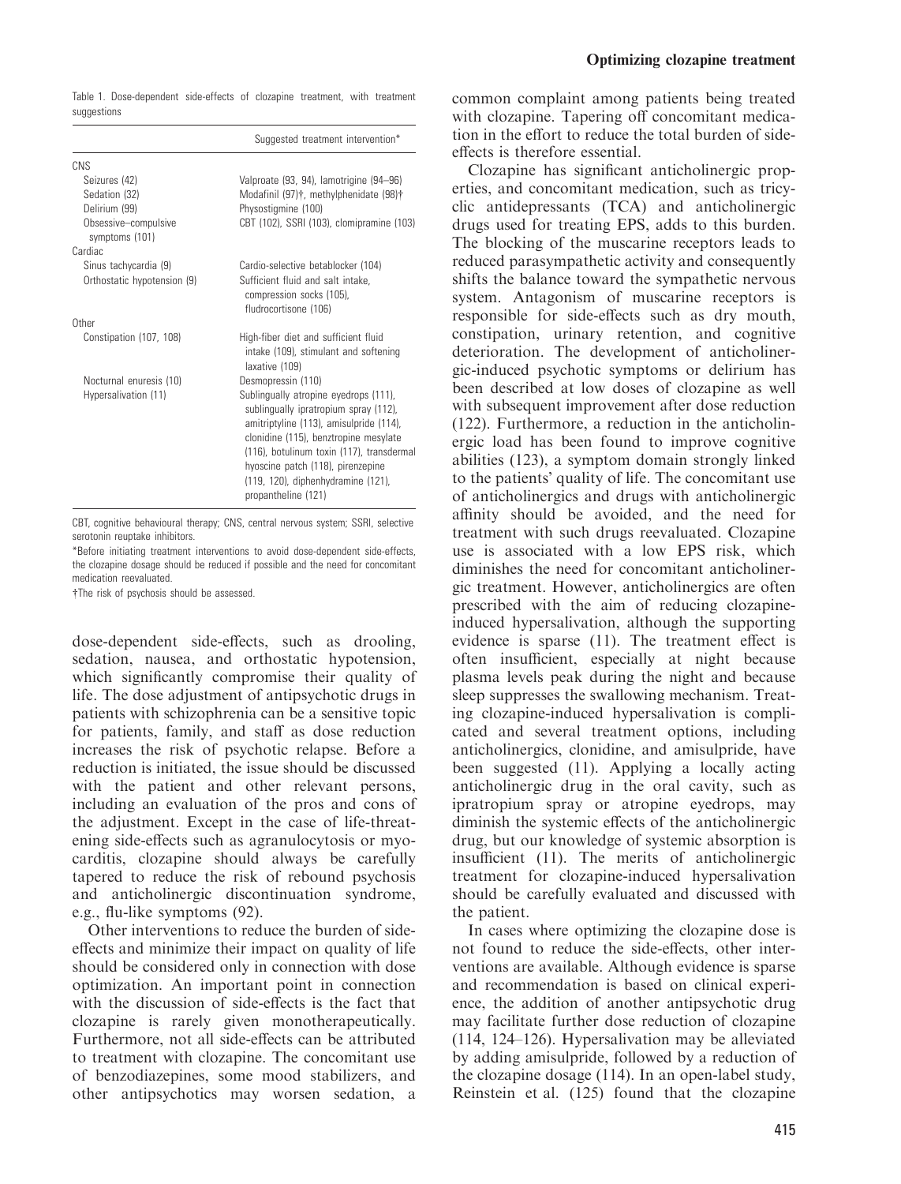Table 1. Dose-dependent side-effects of clozapine treatment, with treatment suggestions

| | Suggested treatment intervention* |
|---|---|
| CNS | |
| Seizures (42) | Valproate (93, 94), lamotrigine (94–96) |
| Sedation (32) | Modafinil (97)†, methylphenidate (98)† |
| Delirium (99) | Physostigmine (100) |
| Obsessive–compulsive symptoms (101) | CBT (102), SSRI (103), clomipramine (103) |
| Cardiac | |
| Sinus tachycardia (9) | Cardio-selective betablocker (104) |
| Orthostatic hypotension (9) | Sufficient fluid and salt intake, compression socks (105), fludrocortisone (106) |
| Other | |
| Constipation (107, 108) | High-fiber diet and sufficient fluid intake (109), stimulant and softening laxative (109) |
| Nocturnal enuresis (10) | Desmopressin (110) |
| Hypersalivation (11) | Sublingually atropine eyedrops (111), sublingually ipratropium spray (112), amitriptyline (113), amisulpride (114), clonidine (115), benztropine mesylate (116), botulinum toxin (117), transdermal hyoscine patch (118), pirenzepine (119, 120), diphenhydramine (121), propantheline (121) |

CBT, cognitive behavioural therapy; CNS, central nervous system; SSRI, selective serotonin reuptake inhibitors.

*Before initiating treatment interventions to avoid dose-dependent side-effects, the clozapine dosage should be reduced if possible and the need for concomitant medication reevaluated.

†The risk of psychosis should be assessed.

dose-dependent side-effects, such as drooling, sedation, nausea, and orthostatic hypotension, which significantly compromise their quality of life. The dose adjustment of antipsychotic drugs in patients with schizophrenia can be a sensitive topic for patients, family, and staff as dose reduction increases the risk of psychotic relapse. Before a reduction is initiated, the issue should be discussed with the patient and other relevant persons, including an evaluation of the pros and cons of the adjustment. Except in the case of life-threatening side-effects such as agranulocytosis or myocarditis, clozapine should always be carefully tapered to reduce the risk of rebound psychosis and anticholinergic discontinuation syndrome, e.g., flu-like symptoms (92).

Other interventions to reduce the burden of side-effects and minimize their impact on quality of life should be considered only in connection with dose optimization. An important point in connection with the discussion of side-effects is the fact that clozapine is rarely given monotherapeutically. Furthermore, not all side-effects can be attributed to treatment with clozapine. The concomitant use of benzodiazepines, some mood stabilizers, and other antipsychotics may worsen sedation, a common complaint among patients being treated with clozapine. Tapering off concomitant medication in the effort to reduce the total burden of side-effects is therefore essential.

Clozapine has significant anticholinergic properties, and concomitant medication, such as tricyclic antidepressants (TCA) and anticholinergic drugs used for treating EPS, adds to this burden. The blocking of the muscarine receptors leads to reduced parasympathetic activity and consequently shifts the balance toward the sympathetic nervous system. Antagonism of muscarine receptors is responsible for side-effects such as dry mouth, constipation, urinary retention, and cognitive deterioration. The development of anticholinergic-induced psychotic symptoms or delirium has been described at low doses of clozapine as well with subsequent improvement after dose reduction (122). Furthermore, a reduction in the anticholinergic load has been found to improve cognitive abilities (123), a symptom domain strongly linked to the patients' quality of life. The concomitant use of anticholinergics and drugs with anticholinergic affinity should be avoided, and the need for treatment with such drugs reevaluated. Clozapine use is associated with a low EPS risk, which diminishes the need for concomitant anticholinergic treatment. However, anticholinergics are often prescribed with the aim of reducing clozapine-induced hypersalivation, although the supporting evidence is sparse (11). The treatment effect is often insufficient, especially at night because plasma levels peak during the night and because sleep suppresses the swallowing mechanism. Treating clozapine-induced hypersalivation is complicated and several treatment options, including anticholinergics, clonidine, and amisulpride, have been suggested (11). Applying a locally acting anticholinergic drug in the oral cavity, such as ipratropium spray or atropine eyedrops, may diminish the systemic effects of the anticholinergic drug, but our knowledge of systemic absorption is insufficient (11). The merits of anticholinergic treatment for clozapine-induced hypersalivation should be carefully evaluated and discussed with the patient.

In cases where optimizing the clozapine dose is not found to reduce the side-effects, other interventions are available. Although evidence is sparse and recommendation is based on clinical experience, the addition of another antipsychotic drug may facilitate further dose reduction of clozapine (114, 124–126). Hypersalivation may be alleviated by adding amisulpride, followed by a reduction of the clozapine dosage (114). In an open-label study, Reinstein et al. (125) found that the clozapine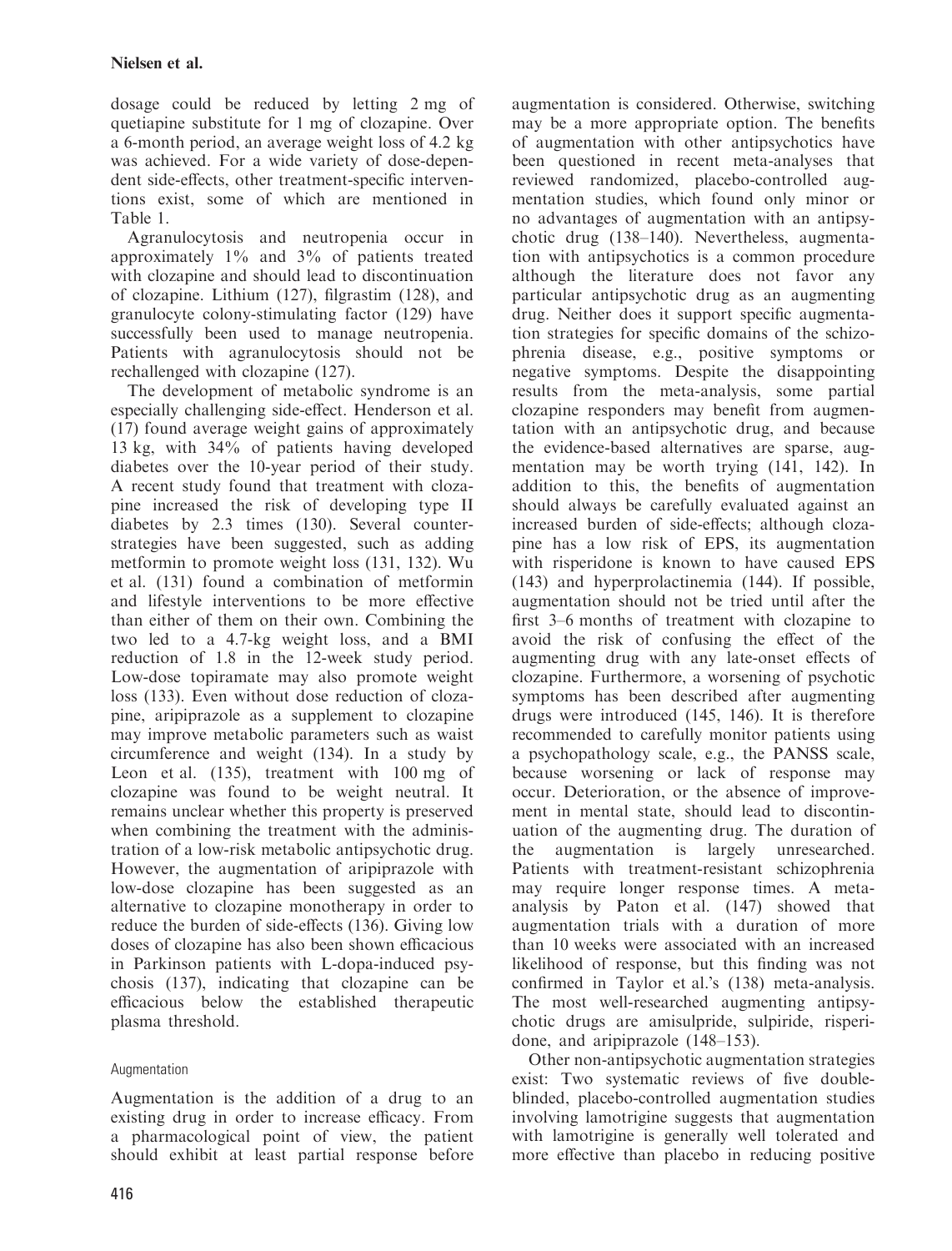dosage could be reduced by letting 2 mg of quetiapine substitute for 1 mg of clozapine. Over a 6-month period, an average weight loss of 4.2 kg was achieved. For a wide variety of dose-dependent side-effects, other treatment-specific interventions exist, some of which are mentioned in Table 1.

Agranulocytosis and neutropenia occur in approximately 1% and 3% of patients treated with clozapine and should lead to discontinuation of clozapine. Lithium (127), filgrastim (128), and granulocyte colony-stimulating factor (129) have successfully been used to manage neutropenia. Patients with agranulocytosis should not be rechallenged with clozapine (127).

The development of metabolic syndrome is an especially challenging side-effect. Henderson et al. (17) found average weight gains of approximately 13 kg, with 34% of patients having developed diabetes over the 10-year period of their study. A recent study found that treatment with clozapine increased the risk of developing type II diabetes by 2.3 times (130). Several counter-strategies have been suggested, such as adding metformin to promote weight loss (131, 132). Wu et al. (131) found a combination of metformin and lifestyle interventions to be more effective than either of them on their own. Combining the two led to a 4.7-kg weight loss, and a BMI reduction of 1.8 in the 12-week study period. Low-dose topiramate may also promote weight loss (133). Even without dose reduction of clozapine, aripiprazole as a supplement to clozapine may improve metabolic parameters such as waist circumference and weight (134). In a study by Leon et al. (135), treatment with 100 mg of clozapine was found to be weight neutral. It remains unclear whether this property is preserved when combining the treatment with the administration of a low-risk metabolic antipsychotic drug. However, the augmentation of aripiprazole with low-dose clozapine has been suggested as an alternative to clozapine monotherapy in order to reduce the burden of side-effects (136). Giving low doses of clozapine has also been shown efficacious in Parkinson patients with L-dopa-induced psychosis (137), indicating that clozapine can be efficacious below the established therapeutic plasma threshold.

### Augmentation

Augmentation is the addition of a drug to an existing drug in order to increase efficacy. From a pharmacological point of view, the patient should exhibit at least partial response before augmentation is considered. Otherwise, switching may be a more appropriate option. The benefits of augmentation with other antipsychotics have been questioned in recent meta-analyses that reviewed randomized, placebo-controlled augmentation studies, which found only minor or no advantages of augmentation with an antipsychotic drug (138–140). Nevertheless, augmentation with antipsychotics is a common procedure although the literature does not favor any particular antipsychotic drug as an augmenting drug. Neither does it support specific augmentation strategies for specific domains of the schizophrenia disease, e.g., positive symptoms or negative symptoms. Despite the disappointing results from the meta-analysis, some partial clozapine responders may benefit from augmentation with an antipsychotic drug, and because the evidence-based alternatives are sparse, augmentation may be worth trying (141, 142). In addition to this, the benefits of augmentation should always be carefully evaluated against an increased burden of side-effects; although clozapine has a low risk of EPS, its augmentation with risperidone is known to have caused EPS (143) and hyperprolactinemia (144). If possible, augmentation should not be tried until after the first 3–6 months of treatment with clozapine to avoid the risk of confusing the effect of the augmenting drug with any late-onset effects of clozapine. Furthermore, a worsening of psychotic symptoms has been described after augmenting drugs were introduced (145, 146). It is therefore recommended to carefully monitor patients using a psychopathology scale, e.g., the PANSS scale, because worsening or lack of response may occur. Deterioration, or the absence of improvement in mental state, should lead to discontinuation of the augmenting drug. The duration of the augmentation is largely unresearched. Patients with treatment-resistant schizophrenia may require longer response times. A meta-analysis by Paton et al. (147) showed that augmentation trials with a duration of more than 10 weeks were associated with an increased likelihood of response, but this finding was not confirmed in Taylor et al.'s (138) meta-analysis. The most well-researched augmenting antipsychotic drugs are amisulpride, sulpiride, risperidone, and aripiprazole (148–153).

Other non-antipsychotic augmentation strategies exist: Two systematic reviews of five double-blinded, placebo-controlled augmentation studies involving lamotrigine suggests that augmentation with lamotrigine is generally well tolerated and more effective than placebo in reducing positive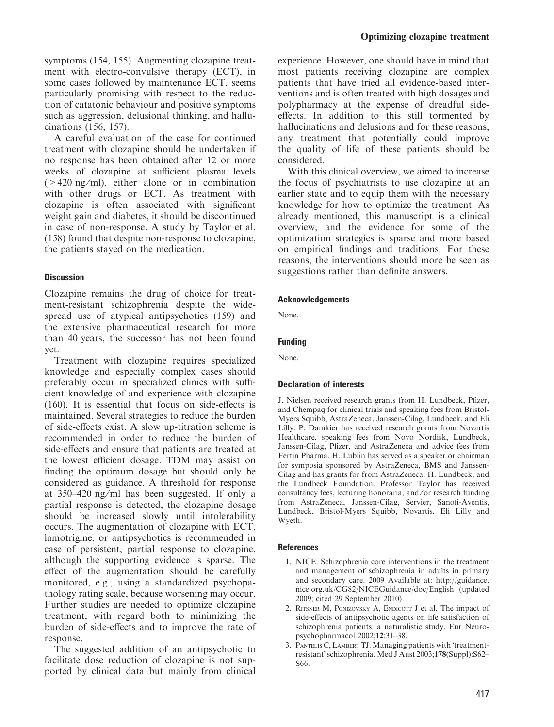symptoms (154, 155). Augmenting clozapine treatment with electro-convulsive therapy (ECT), in some cases followed by maintenance ECT, seems particularly promising with respect to the reduction of catatonic behaviour and positive symptoms such as aggression, delusional thinking, and hallucinations (156, 157).

A careful evaluation of the case for continued treatment with clozapine should be undertaken if no response has been obtained after 12 or more weeks of clozapine at sufficient plasma levels (>420 ng/ml), either alone or in combination with other drugs or ECT. As treatment with clozapine is often associated with significant weight gain and diabetes, it should be discontinued in case of non-response. A study by Taylor et al. (158) found that despite non-response to clozapine, the patients stayed on the medication.

## Discussion

Clozapine remains the drug of choice for treatment-resistant schizophrenia despite the widespread use of atypical antipsychotics (159) and the extensive pharmaceutical research for more than 40 years, the successor has not been found yet.

Treatment with clozapine requires specialized knowledge and especially complex cases should preferably occur in specialized clinics with sufficient knowledge of and experience with clozapine (160). It is essential that focus on side-effects is maintained. Several strategies to reduce the burden of side-effects exist. A slow up-titration scheme is recommended in order to reduce the burden of side-effects and ensure that patients are treated at the lowest efficient dosage. TDM may assist on finding the optimum dosage but should only be considered as guidance. A threshold for response at 350–420 ng/ml has been suggested. If only a partial response is detected, the clozapine dosage should be increased slowly until intolerability occurs. The augmentation of clozapine with ECT, lamotrigine, or antipsychotics is recommended in case of persistent, partial response to clozapine, although the supporting evidence is sparse. The effect of the augmentation should be carefully monitored, e.g., using a standardized psychopathology rating scale, because worsening may occur. Further studies are needed to optimize clozapine treatment, with regard both to minimizing the burden of side-effects and to improve the rate of response.

The suggested addition of an antipsychotic to facilitate dose reduction of clozapine is not supported by clinical data but mainly from clinical experience. However, one should have in mind that most patients receiving clozapine are complex patients that have tried all evidence-based interventions and is often treated with high dosages and polypharmacy at the expense of dreadful side-effects. In addition to this still tormented by hallucinations and delusions and for these reasons, any treatment that potentially could improve the quality of life of these patients should be considered.

With this clinical overview, we aimed to increase the focus of psychiatrists to use clozapine at an earlier state and to equip them with the necessary knowledge for how to optimize the treatment. As already mentioned, this manuscript is a clinical overview, and the evidence for some of the optimization strategies is sparse and more based on empirical findings and traditions. For these reasons, the interventions should more be seen as suggestions rather than definite answers.

## Acknowledgements

None.

## Funding

None.

## Declaration of interests

J. Nielsen received research grants from H. Lundbeck, Pfizer, and Chempaq for clinical trials and speaking fees from Bristol-Myers Squibb, AstraZeneca, Janssen-Cilag, Lundbeck, and Eli Lilly. P. Damkier has received research grants from Novartis Healthcare, speaking fees from Novo Nordisk, Lundbeck, Janssen-Cilag, Pfizer, and AstraZeneca and advice fees from Fertin Pharma. H. Lublin has served as a speaker or chairman for symposia sponsored by AstraZeneca, BMS and Janssen-Cilag and has grants for from AstraZeneca, H. Lundbeck, and the Lundbeck Foundation. Professor Taylor has received consultancy fees, lecturing honoraria, and/or research funding from AstraZeneca, Janssen-Cilag, Servier, Sanofi-Aventis, Lundbeck, Bristol-Myers Squibb, Novartis, Eli Lilly and Wyeth.

## References

1. NICE. Schizophrenia core interventions in the treatment and management of schizophrenia in adults in primary and secondary care. 2009 Available at: http://guidance.nice.org.uk/CG82/NICEGuidance/doc/English (updated 2009; cited 29 September 2010).
2. Ritsner M, Ponizovsky A, Endicott J et al. The impact of side-effects of antipsychotic agents on life satisfaction of schizophrenia patients: a naturalistic study. Eur Neuropsychopharmacol 2002;**12**:31–38.
3. Pantelis C, Lambert TJ. Managing patients with 'treatment-resistant' schizophrenia. Med J Aust 2003;**178**(Suppl):S62–S66.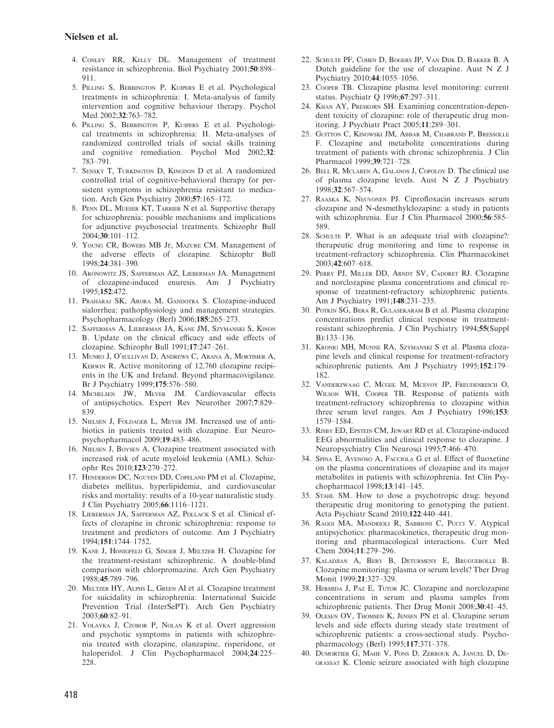4. Conley RR, Kelly DL. Management of treatment resistance in schizophrenia. Biol Psychiatry 2001;**50**:898–911.
5. Pilling S, Bebbington P, Kuipers E et al. Psychological treatments in schizophrenia: I. Meta-analysis of family intervention and cognitive behaviour therapy. Psychol Med 2002;**32**:763–782.
6. Pilling S, Bebbington P, Kuipers E et al. Psychological treatments in schizophrenia: II. Meta-analyses of randomized controlled trials of social skills training and cognitive remediation. Psychol Med 2002;**32**: 783–791.
7. Sensky T, Turkington D, Kingdon D et al. A randomized controlled trial of cognitive-behavioral therapy for persistent symptoms in schizophrenia resistant to medication. Arch Gen Psychiatry 2000;**57**:165–172.
8. Penn DL, Mueser KT, Tarrier N et al. Supportive therapy for schizophrenia: possible mechanisms and implications for adjunctive psychosocial treatments. Schizophr Bull 2004;**30**:101–112.
9. Young CR, Bowers MB Jr, Mazure CM. Management of the adverse effects of clozapine. Schizophr Bull 1998;**24**:381–390.
10. Aronowitz JS, Safferman AZ, Lieberman JA. Management of clozapine-induced enuresis. Am J Psychiatry 1995;**152**:472.
11. Praharaj SK, Arora M, Gandotra S. Clozapine-induced sialorrhea: pathophysiology and management strategies. Psychopharmacology (Berl) 2006;**185**:265–273.
12. Safferman A, Lieberman JA, Kane JM, Szymanski S, Kinon B. Update on the clinical efficacy and side effects of clozapine. Schizophr Bull 1991;**17**:247–261.
13. Munro J, O'sullivan D, Andrews C, Arana A, Mortimer A, Kerwin R. Active monitoring of 12,760 clozapine recipients in the UK and Ireland. Beyond pharmacovigilance. Br J Psychiatry 1999;**175**:576–580.
14. Michelsen JW, Meyer JM. Cardiovascular effects of antipsychotics. Expert Rev Neurother 2007;**7**:829–839.
15. Nielsen J, Foldager L, Meyer JM. Increased use of antibiotics in patients treated with clozapine. Eur Neuropsychopharmacol 2009;**19**:483–486.
16. Nielsen J, Boysen A. Clozapine treatment associated with increased risk of acute myeloid leukemia (AML). Schizophr Res 2010;**123**:270–272.
17. Henderson DC, Nguyen DD, Copeland PM et al. Clozapine, diabetes mellitus, hyperlipidemia, and cardiovascular risks and mortality: results of a 10-year naturalistic study. J Clin Psychiatry 2005;**66**:1116–1121.
18. Lieberman JA, Safferman AZ, Pollack S et al. Clinical effects of clozapine in chronic schizophrenia: response to treatment and predictors of outcome. Am J Psychiatry 1994;**151**:1744–1752.
19. Kane J, Honigfeld G, Singer J, Meltzer H. Clozapine for the treatment-resistant schizophrenic. A double-blind comparison with chlorpromazine. Arch Gen Psychiatry 1988;**45**:789–796.
20. Meltzer HY, Alphs L, Green AI et al. Clozapine treatment for suicidality in schizophrenia: International Suicide Prevention Trial (InterSePT). Arch Gen Psychiatry 2003;**60**:82–91.
21. Volavka J, Czobor P, Nolan K et al. Overt aggression and psychotic symptoms in patients with schizophrenia treated with clozapine, olanzapine, risperidone, or haloperidol. J Clin Psychopharmacol 2004;**24**:225–228.
22. Schulte PF, Cohen D, Bogers JP, Van Dijk D, Bakker B. A Dutch guideline for the use of clozapine. Aust N Z J Psychiatry 2010;**44**:1055–1056.
23. Cooper TB. Clozapine plasma level monitoring: current status. Psychiatr Q 1996;**67**:297–311.
24. Khan AY, Preskorn SH. Examining concentration-dependent toxicity of clozapine: role of therapeutic drug monitoring. J Psychiatr Pract 2005;**11**:289–301.
25. Guitton C, Kinowski JM, Abbar M, Chabrand P, Bressolle F. Clozapine and metabolite concentrations during treatment of patients with chronic schizophrenia. J Clin Pharmacol 1999;**39**:721–728.
26. Bell R, Mclaren A, Galanos J, Copolov D. The clinical use of plasma clozapine levels. Aust N Z J Psychiatry 1998;**32**:567–574.
27. Raaska K, Neuvonen PJ. Ciprofloxacin increases serum clozapine and N-desmethylclozapine: a study in patients with schizophrenia. Eur J Clin Pharmacol 2000;**56**:585–589.
28. Schulte P. What is an adequate trial with clozapine?: therapeutic drug monitoring and time to response in treatment-refractory schizophrenia. Clin Pharmacokinet 2003;**42**:607–618.
29. Perry PJ, Miller DD, Arndt SV, Cadoret RJ. Clozapine and norclozapine plasma concentrations and clinical response of treatment-refractory schizophrenic patients. Am J Psychiatry 1991;**148**:231–235.
30. Potkin SG, Bera R, Gulasekaram B et al. Plasma clozapine concentrations predict clinical response in treatment-resistant schizophrenia. J Clin Psychiatry 1994;**55**(Suppl B):133–136.
31. Kronig MH, Munne RA, Szymanski S et al. Plasma clozapine levels and clinical response for treatment-refractory schizophrenic patients. Am J Psychiatry 1995;**152**:179–182.
32. Vanderzwaag C, Mcgee M, Mcevoy JP, Freudenreich O, Wilson WH, Cooper TB. Response of patients with treatment-refractory schizophrenia to clozapine within three serum level ranges. Am J Psychiatry 1996;**153**: 1579–1584.
33. Risby ED, Epstein CM, Jewart RD et al. Clozapine-induced EEG abnormalities and clinical response to clozapine. J Neuropsychiatry Clin Neurosci 1995;**7**:466–470.
34. Spina E, Avenoso A, Facciola G et al. Effect of fluoxetine on the plasma concentrations of clozapine and its major metabolites in patients with schizophrenia. Int Clin Psychopharmacol 1998;**13**:141–145.
35. Stahl SM. How to dose a psychotropic drug: beyond therapeutic drug monitoring to genotyping the patient. Acta Psychiatr Scand 2010;**122**:440–441.
36. Raggi MA, Mandrioli R, Sabbioni C, Pucci V. Atypical antipsychotics: pharmacokinetics, therapeutic drug monitoring and pharmacological interactions. Curr Med Chem 2004;**11**:279–296.
37. Kaladjian A, Bery B, Deturmeny E, Bruguerolle B. Clozapine monitoring: plasma or serum levels? Ther Drug Monit 1999;**21**:327–329.
38. Hermida J, Paz E, Tutor JC. Clozapine and norclozapine concentrations in serum and plasma samples from schizophrenic patients. Ther Drug Monit 2008;**30**:41–45.
39. Olesen OV, Thomsen K, Jensen PN et al. Clozapine serum levels and side effects during steady state treatment of schizophrenic patients: a cross-sectional study. Psychopharmacology (Berl) 1995;**117**:371–378.
40. Dumortier G, Mahe V, Pons D, Zerrouk A, Januel D, Degrassat K. Clonic seizure associated with high clozapine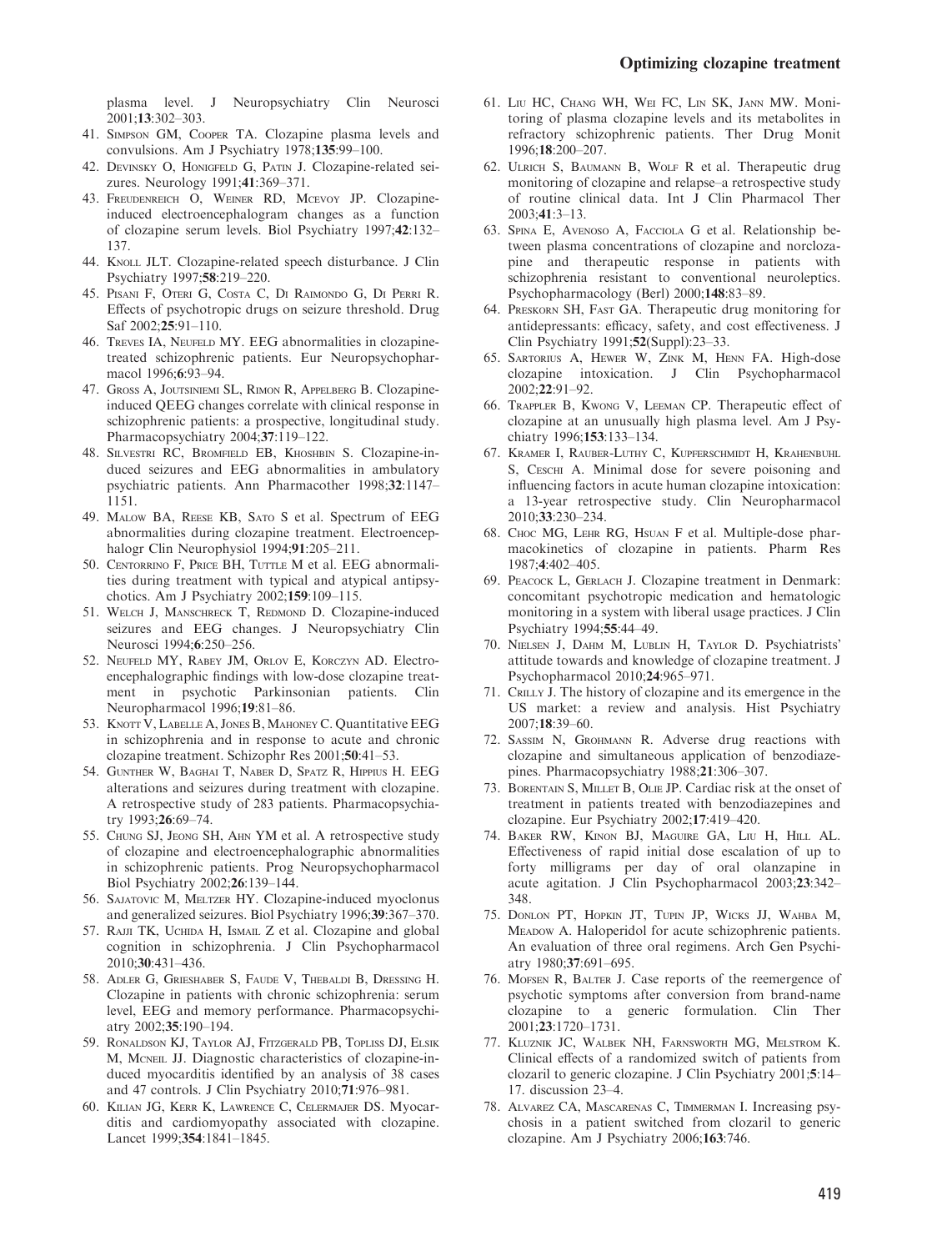plasma level. J Neuropsychiatry Clin Neurosci 2001;**13**:302–303.

41. Simpson GM, Cooper TA. Clozapine plasma levels and convulsions. Am J Psychiatry 1978;**135**:99–100.
42. Devinsky O, Honigfeld G, Patin J. Clozapine-related seizures. Neurology 1991;**41**:369–371.
43. Freudenreich O, Weiner RD, Mcevoy JP. Clozapine-induced electroencephalogram changes as a function of clozapine serum levels. Biol Psychiatry 1997;**42**:132–137.
44. Knoll JLT. Clozapine-related speech disturbance. J Clin Psychiatry 1997;**58**:219–220.
45. Pisani F, Oteri G, Costa C, Di Raimondo G, Di Perri R. Effects of psychotropic drugs on seizure threshold. Drug Saf 2002;**25**:91–110.
46. Treves IA, Neufeld MY. EEG abnormalities in clozapine-treated schizophrenic patients. Eur Neuropsychopharmacol 1996;**6**:93–94.
47. Gross A, Joutsiniemi SL, Rimon R, Appelberg B. Clozapine-induced QEEG changes correlate with clinical response in schizophrenic patients: a prospective, longitudinal study. Pharmacopsychiatry 2004;**37**:119–122.
48. Silvestri RC, Bromfield EB, Khoshbin S. Clozapine-induced seizures and EEG abnormalities in ambulatory psychiatric patients. Ann Pharmacother 1998;**32**:1147–1151.
49. Malow BA, Reese KB, Sato S et al. Spectrum of EEG abnormalities during clozapine treatment. Electroencephalogr Clin Neurophysiol 1994;**91**:205–211.
50. Centorrino F, Price BH, Tuttle M et al. EEG abnormalities during treatment with typical and atypical antipsychotics. Am J Psychiatry 2002;**159**:109–115.
51. Welch J, Manschreck T, Redmond D. Clozapine-induced seizures and EEG changes. J Neuropsychiatry Clin Neurosci 1994;**6**:250–256.
52. Neufeld MY, Rabey JM, Orlov E, Korczyn AD. Electroencephalographic findings with low-dose clozapine treatment in psychotic Parkinsonian patients. Clin Neuropharmacol 1996;**19**:81–86.
53. Knott V, Labelle A, Jones B, Mahoney C. Quantitative EEG in schizophrenia and in response to acute and chronic clozapine treatment. Schizophr Res 2001;**50**:41–53.
54. Gunther W, Baghai T, Naber D, Spatz R, Hippius H. EEG alterations and seizures during treatment with clozapine. A retrospective study of 283 patients. Pharmacopsychiatry 1993;**26**:69–74.
55. Chung SJ, Jeong SH, Ahn YM et al. A retrospective study of clozapine and electroencephalographic abnormalities in schizophrenic patients. Prog Neuropsychopharmacol Biol Psychiatry 2002;**26**:139–144.
56. Sajatovic M, Meltzer HY. Clozapine-induced myoclonus and generalized seizures. Biol Psychiatry 1996;**39**:367–370.
57. Rajji TK, Uchida H, Ismail Z et al. Clozapine and global cognition in schizophrenia. J Clin Psychopharmacol 2010;**30**:431–436.
58. Adler G, Grieshaber S, Faude V, Thebaldi B, Dressing H. Clozapine in patients with chronic schizophrenia: serum level, EEG and memory performance. Pharmacopsychiatry 2002;**35**:190–194.
59. Ronaldson KJ, Taylor AJ, Fitzgerald PB, Topliss DJ, Elsik M, Mcneil JJ. Diagnostic characteristics of clozapine-induced myocarditis identified by an analysis of 38 cases and 47 controls. J Clin Psychiatry 2010;**71**:976–981.
60. Kilian JG, Kerr K, Lawrence C, Celermajer DS. Myocarditis and cardiomyopathy associated with clozapine. Lancet 1999;**354**:1841–1845.
61. Liu HC, Chang WH, Wei FC, Lin SK, Jann MW. Monitoring of plasma clozapine levels and its metabolites in refractory schizophrenic patients. Ther Drug Monit 1996;**18**:200–207.
62. Ulrich S, Baumann B, Wolf R et al. Therapeutic drug monitoring of clozapine and relapse–a retrospective study of routine clinical data. Int J Clin Pharmacol Ther 2003;**41**:3–13.
63. Spina E, Avenoso A, Facciola G et al. Relationship between plasma concentrations of clozapine and norclozapine and therapeutic response in patients with schizophrenia resistant to conventional neuroleptics. Psychopharmacology (Berl) 2000;**148**:83–89.
64. Preskorn SH, Fast GA. Therapeutic drug monitoring for antidepressants: efficacy, safety, and cost effectiveness. J Clin Psychiatry 1991;**52**(Suppl):23–33.
65. Sartorius A, Hewer W, Zink M, Henn FA. High-dose clozapine intoxication. J Clin Psychopharmacol 2002;**22**:91–92.
66. Trappler B, Kwong V, Leeman CP. Therapeutic effect of clozapine at an unusually high plasma level. Am J Psychiatry 1996;**153**:133–134.
67. Kramer I, Rauber-Luthy C, Kupferschmidt H, Krahenbuhl S, Ceschi A. Minimal dose for severe poisoning and influencing factors in acute human clozapine intoxication: a 13-year retrospective study. Clin Neuropharmacol 2010;**33**:230–234.
68. Choc MG, Lehr RG, Hsuan F et al. Multiple-dose pharmacokinetics of clozapine in patients. Pharm Res 1987;**4**:402–405.
69. Peacock L, Gerlach J. Clozapine treatment in Denmark: concomitant psychotropic medication and hematologic monitoring in a system with liberal usage practices. J Clin Psychiatry 1994;**55**:44–49.
70. Nielsen J, Dahm M, Lublin H, Taylor D. Psychiatrists' attitude towards and knowledge of clozapine treatment. J Psychopharmacol 2010;**24**:965–971.
71. Crilly J. The history of clozapine and its emergence in the US market: a review and analysis. Hist Psychiatry 2007;**18**:39–60.
72. Sassim N, Grohmann R. Adverse drug reactions with clozapine and simultaneous application of benzodiazepines. Pharmacopsychiatry 1988;**21**:306–307.
73. Borentain S, Millet B, Olie JP. Cardiac risk at the onset of treatment in patients treated with benzodiazepines and clozapine. Eur Psychiatry 2002;**17**:419–420.
74. Baker RW, Kinon BJ, Maguire GA, Liu H, Hill AL. Effectiveness of rapid initial dose escalation of up to forty milligrams per day of oral olanzapine in acute agitation. J Clin Psychopharmacol 2003;**23**:342–348.
75. Donlon PT, Hopkin JT, Tupin JP, Wicks JJ, Wahba M, Meadow A. Haloperidol for acute schizophrenic patients. An evaluation of three oral regimens. Arch Gen Psychiatry 1980;**37**:691–695.
76. Mofsen R, Balter J. Case reports of the reemergence of psychotic symptoms after conversion from brand-name clozapine to a generic formulation. Clin Ther 2001;**23**:1720–1731.
77. Kluznik JC, Walbek NH, Farnsworth MG, Melstrom K. Clinical effects of a randomized switch of patients from clozaril to generic clozapine. J Clin Psychiatry 2001;**5**:14–17. discussion 23–4.
78. Alvarez CA, Mascarenas C, Timmerman I. Increasing psychosis in a patient switched from clozaril to generic clozapine. Am J Psychiatry 2006;**163**:746.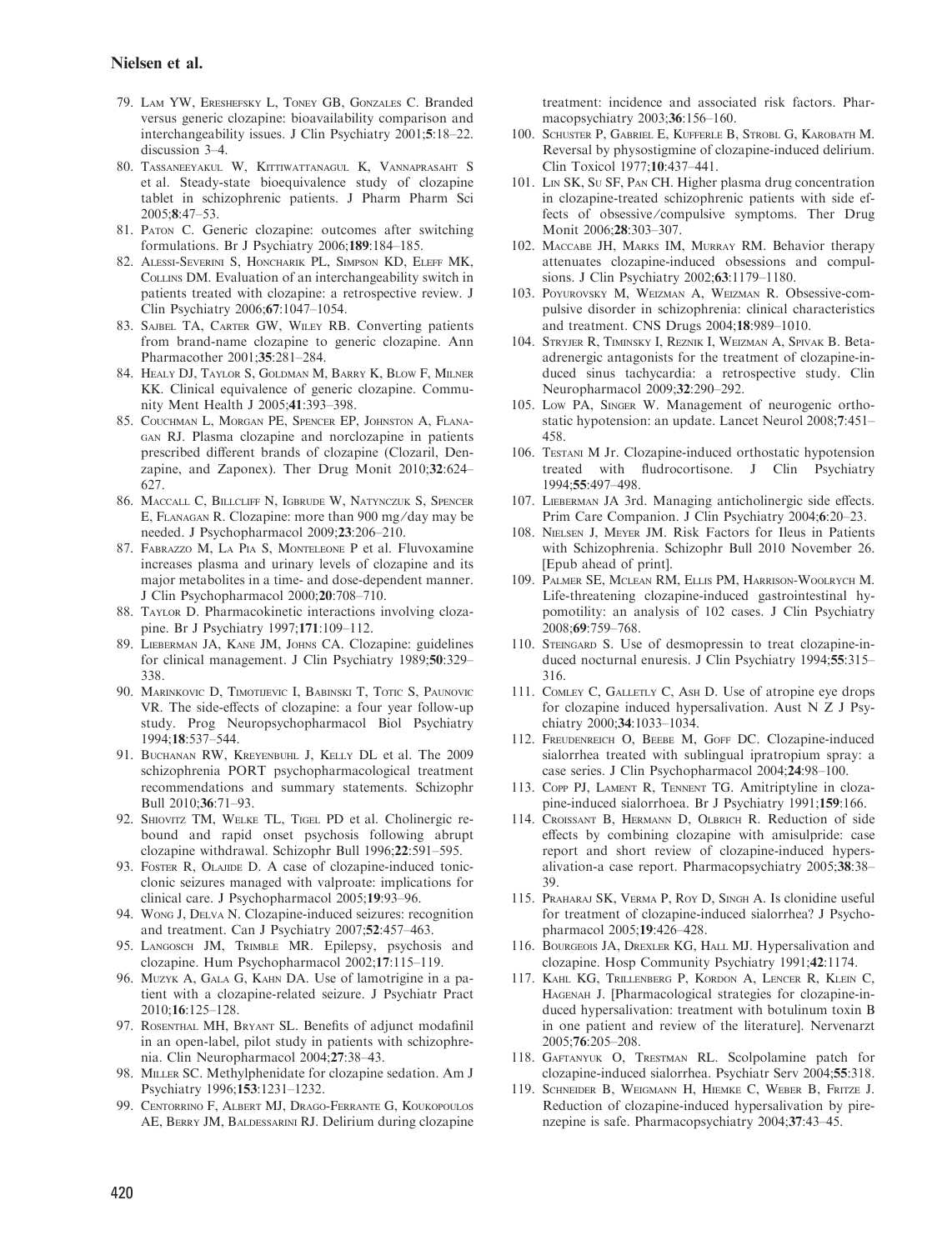79. Lam YW, Ereshefsky L, Toney GB, Gonzales C. Branded versus generic clozapine: bioavailability comparison and interchangeability issues. J Clin Psychiatry 2001;5:18–22. discussion 3–4.
80. Tassaneeyakul W, Kittiwattanagul K, Vannaprasaht S et al. Steady-state bioequivalence study of clozapine tablet in schizophrenic patients. J Pharm Pharm Sci 2005;8:47–53.
81. Paton C. Generic clozapine: outcomes after switching formulations. Br J Psychiatry 2006;189:184–185.
82. Alessi-Severini S, Honcharik PL, Simpson KD, Eleff MK, Collins DM. Evaluation of an interchangeability switch in patients treated with clozapine: a retrospective review. J Clin Psychiatry 2006;67:1047–1054.
83. Sajbel TA, Carter GW, Wiley RB. Converting patients from brand-name clozapine to generic clozapine. Ann Pharmacother 2001;35:281–284.
84. Healy DJ, Taylor S, Goldman M, Barry K, Blow F, Milner KK. Clinical equivalence of generic clozapine. Community Ment Health J 2005;41:393–398.
85. Couchman L, Morgan PE, Spencer EP, Johnston A, Flanagan RJ. Plasma clozapine and norclozapine in patients prescribed different brands of clozapine (Clozaril, Denzapine, and Zaponex). Ther Drug Monit 2010;32:624–627.
86. Maccall C, Billcliff N, Igbrude W, Natynczuk S, Spencer E, Flanagan R. Clozapine: more than 900 mg/day may be needed. J Psychopharmacol 2009;23:206–210.
87. Fabrazzo M, La Pia S, Monteleone P et al. Fluvoxamine increases plasma and urinary levels of clozapine and its major metabolites in a time- and dose-dependent manner. J Clin Psychopharmacol 2000;20:708–710.
88. Taylor D. Pharmacokinetic interactions involving clozapine. Br J Psychiatry 1997;171:109–112.
89. Lieberman JA, Kane JM, Johns CA. Clozapine: guidelines for clinical management. J Clin Psychiatry 1989;50:329–338.
90. Marinkovic D, Timotijevic I, Babinski T, Totic S, Paunovic VR. The side-effects of clozapine: a four year follow-up study. Prog Neuropsychopharmacol Biol Psychiatry 1994;18:537–544.
91. Buchanan RW, Kreyenbuhl J, Kelly DL et al. The 2009 schizophrenia PORT psychopharmacological treatment recommendations and summary statements. Schizophr Bull 2010;36:71–93.
92. Shiovitz TM, Welke TL, Tigel PD et al. Cholinergic rebound and rapid onset psychosis following abrupt clozapine withdrawal. Schizophr Bull 1996;22:591–595.
93. Foster R, Olajide D. A case of clozapine-induced tonic-clonic seizures managed with valproate: implications for clinical care. J Psychopharmacol 2005;19:93–96.
94. Wong J, Delva N. Clozapine-induced seizures: recognition and treatment. Can J Psychiatry 2007;52:457–463.
95. Langosch JM, Trimble MR. Epilepsy, psychosis and clozapine. Hum Psychopharmacol 2002;17:115–119.
96. Muzyk A, Gala G, Kahn DA. Use of lamotrigine in a patient with a clozapine-related seizure. J Psychiatr Pract 2010;16:125–128.
97. Rosenthal MH, Bryant SL. Benefits of adjunct modafinil in an open-label, pilot study in patients with schizophrenia. Clin Neuropharmacol 2004;27:38–43.
98. Miller SC. Methylphenidate for clozapine sedation. Am J Psychiatry 1996;153:1231–1232.
99. Centorrino F, Albert MJ, Drago-Ferrante G, Koukopoulos AE, Berry JM, Baldessarini RJ. Delirium during clozapine treatment: incidence and associated risk factors. Pharmacopsychiatry 2003;36:156–160.
100. Schuster P, Gabriel E, Kufferle B, Strobl G, Karobath M. Reversal by physostigmine of clozapine-induced delirium. Clin Toxicol 1977;10:437–441.
101. Lin SK, Su SF, Pan CH. Higher plasma drug concentration in clozapine-treated schizophrenic patients with side effects of obsessive/compulsive symptoms. Ther Drug Monit 2006;28:303–307.
102. Maccabe JH, Marks IM, Murray RM. Behavior therapy attenuates clozapine-induced obsessions and compulsions. J Clin Psychiatry 2002;63:1179–1180.
103. Poyurovsky M, Weizman A, Weizman R. Obsessive-compulsive disorder in schizophrenia: clinical characteristics and treatment. CNS Drugs 2004;18:989–1010.
104. Stryjer R, Timinsky I, Reznik I, Weizman A, Spivak B. Beta-adrenergic antagonists for the treatment of clozapine-induced sinus tachycardia: a retrospective study. Clin Neuropharmacol 2009;32:290–292.
105. Low PA, Singer W. Management of neurogenic orthostatic hypotension: an update. Lancet Neurol 2008;7:451–458.
106. Testani M Jr. Clozapine-induced orthostatic hypotension treated with fludrocortisone. J Clin Psychiatry 1994;55:497–498.
107. Lieberman JA 3rd. Managing anticholinergic side effects. Prim Care Companion. J Clin Psychiatry 2004;6:20–23.
108. Nielsen J, Meyer JM. Risk Factors for Ileus in Patients with Schizophrenia. Schizophr Bull 2010 November 26. [Epub ahead of print].
109. Palmer SE, Mclean RM, Ellis PM, Harrison-Woolrych M. Life-threatening clozapine-induced gastrointestinal hypomotility: an analysis of 102 cases. J Clin Psychiatry 2008;69:759–768.
110. Steingard S. Use of desmopressin to treat clozapine-induced nocturnal enuresis. J Clin Psychiatry 1994;55:315–316.
111. Comley C, Galletly C, Ash D. Use of atropine eye drops for clozapine induced hypersalivation. Aust N Z J Psychiatry 2000;34:1033–1034.
112. Freudenreich O, Beebe M, Goff DC. Clozapine-induced sialorrhea treated with sublingual ipratropium spray: a case series. J Clin Psychopharmacol 2004;24:98–100.
113. Copp PJ, Lament R, Tennent TG. Amitriptyline in clozapine-induced sialorrhoea. Br J Psychiatry 1991;159:166.
114. Croissant B, Hermann D, Olbrich R. Reduction of side effects by combining clozapine with amisulpride: case report and short review of clozapine-induced hypersalivation-a case report. Pharmacopsychiatry 2005;38:38–39.
115. Praharaj SK, Verma P, Roy D, Singh A. Is clonidine useful for treatment of clozapine-induced sialorrhea? J Psychopharmacol 2005;19:426–428.
116. Bourgeois JA, Drexler KG, Hall MJ. Hypersalivation and clozapine. Hosp Community Psychiatry 1991;42:1174.
117. Kahl KG, Trillenberg P, Kordon A, Lencer R, Klein C, Hagenah J. [Pharmacological strategies for clozapine-induced hypersalivation: treatment with botulinum toxin B in one patient and review of the literature]. Nervenarzt 2005;76:205–208.
118. Gaftanyuk O, Trestman RL. Scolpolamine patch for clozapine-induced sialorrhea. Psychiatr Serv 2004;55:318.
119. Schneider B, Weigmann H, Hiemke C, Weber B, Fritze J. Reduction of clozapine-induced hypersalivation by pirenzepine is safe. Pharmacopsychiatry 2004;37:43–45.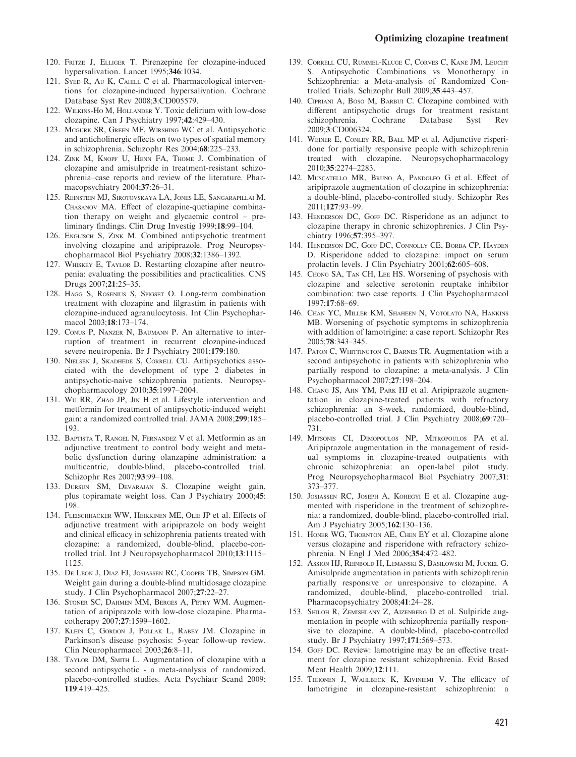120. Fritze J, Elliger T. Pirenzepine for clozapine-induced hypersalivation. Lancet 1995;**346**:1034.
121. Syed R, Au K, Cahill C et al. Pharmacological interventions for clozapine-induced hypersalivation. Cochrane Database Syst Rev 2008;**3**:CD005579.
122. Wilkins-Ho M, Hollander Y. Toxic delirium with low-dose clozapine. Can J Psychiatry 1997;**42**:429–430.
123. Mcgurk SR, Green MF, Wirshing WC et al. Antipsychotic and anticholinergic effects on two types of spatial memory in schizophrenia. Schizophr Res 2004;**68**:225–233.
124. Zink M, Knopf U, Henn FA, Thome J. Combination of clozapine and amisulpride in treatment-resistant schizophrenia–case reports and review of the literature. Pharmacopsychiatry 2004;**37**:26–31.
125. Reinstein MJ, Sirotovskaya LA, Jones LE, Sangarapillai M, Chasanov MA. Effect of clozapine-quetiapine combination therapy on weight and glycaemic control – preliminary findings. Clin Drug Investig 1999;**18**:99–104.
126. Englisch S, Zink M. Combined antipsychotic treatment involving clozapine and aripiprazole. Prog Neuropsychopharmacol Biol Psychiatry 2008;**32**:1386–1392.
127. Whiskey E, Taylor D. Restarting clozapine after neutropenia: evaluating the possibilities and practicalities. CNS Drugs 2007;**21**:25–35.
128. Hagg S, Rosenius S, Spigset O. Long-term combination treatment with clozapine and filgrastim in patients with clozapine-induced agranulocytosis. Int Clin Psychopharmacol 2003;**18**:173–174.
129. Conus P, Nanzer N, Baumann P. An alternative to interruption of treatment in recurrent clozapine-induced severe neutropenia. Br J Psychiatry 2001;**179**:180.
130. Nielsen J, Skadhede S, Correll CU. Antipsychotics associated with the development of type 2 diabetes in antipsychotic-naive schizophrenia patients. Neuropsychopharmacology 2010;**35**:1997–2004.
131. Wu RR, Zhao JP, Jin H et al. Lifestyle intervention and metformin for treatment of antipsychotic-induced weight gain: a randomized controlled trial. JAMA 2008;**299**:185–193.
132. Baptista T, Rangel N, Fernandez V et al. Metformin as an adjunctive treatment to control body weight and metabolic dysfunction during olanzapine administration: a multicentric, double-blind, placebo-controlled trial. Schizophr Res 2007;**93**:99–108.
133. Dursun SM, Devarajan S. Clozapine weight gain, plus topiramate weight loss. Can J Psychiatry 2000;**45**:198.
134. Fleischhacker WW, Heikkinen ME, Olie JP et al. Effects of adjunctive treatment with aripiprazole on body weight and clinical efficacy in schizophrenia patients treated with clozapine: a randomized, double-blind, placebo-controlled trial. Int J Neuropsychopharmacol 2010;**13**:1115–1125.
135. De Leon J, Diaz FJ, Josiassen RC, Cooper TB, Simpson GM. Weight gain during a double-blind multidosage clozapine study. J Clin Psychopharmacol 2007;**27**:22–27.
136. Stoner SC, Dahmen MM, Berges A, Petry WM. Augmentation of aripiprazole with low-dose clozapine. Pharmacotherapy 2007;**27**:1599–1602.
137. Klein C, Gordon J, Pollak L, Rabey JM. Clozapine in Parkinson's disease psychosis: 5-year follow-up review. Clin Neuropharmacol 2003;**26**:8–11.
138. Taylor DM, Smith L. Augmentation of clozapine with a second antipsychotic - a meta-analysis of randomized, placebo-controlled studies. Acta Psychiatr Scand 2009; **119**:419–425.
139. Correll CU, Rummel-Kluge C, Corves C, Kane JM, Leucht S. Antipsychotic Combinations vs Monotherapy in Schizophrenia: a Meta-analysis of Randomized Controlled Trials. Schizophr Bull 2009;**35**:443–457.
140. Cipriani A, Boso M, Barbui C. Clozapine combined with different antipsychotic drugs for treatment resistant schizophrenia. Cochrane Database Syst Rev 2009;**3**:CD006324.
141. Weiner E, Conley RR, Ball MP et al. Adjunctive risperidone for partially responsive people with schizophrenia treated with clozapine. Neuropsychopharmacology 2010;**35**:2274–2283.
142. Muscatello MR, Bruno A, Pandolfo G et al. Effect of aripiprazole augmentation of clozapine in schizophrenia: a double-blind, placebo-controlled study. Schizophr Res 2011;**127**:93–99.
143. Henderson DC, Goff DC. Risperidone as an adjunct to clozapine therapy in chronic schizophrenics. J Clin Psychiatry 1996;**57**:395–397.
144. Henderson DC, Goff DC, Connolly CE, Borba CP, Hayden D. Risperidone added to clozapine: impact on serum prolactin levels. J Clin Psychiatry 2001;**62**:605–608.
145. Chong SA, Tan CH, Lee HS. Worsening of psychosis with clozapine and selective serotonin reuptake inhibitor combination: two case reports. J Clin Psychopharmacol 1997;**17**:68–69.
146. Chan YC, Miller KM, Shaheen N, Votolato NA, Hankins MB. Worsening of psychotic symptoms in schizophrenia with addition of lamotrigine: a case report. Schizophr Res 2005;**78**:343–345.
147. Paton C, Whittington C, Barnes TR. Augmentation with a second antipsychotic in patients with schizophrenia who partially respond to clozapine: a meta-analysis. J Clin Psychopharmacol 2007;**27**:198–204.
148. Chang JS, Ahn YM, Park HJ et al. Aripiprazole augmentation in clozapine-treated patients with refractory schizophrenia: an 8-week, randomized, double-blind, placebo-controlled trial. J Clin Psychiatry 2008;**69**:720–731.
149. Mitsonis CI, Dimopoulos NP, Mitropoulos PA et al. Aripiprazole augmentation in the management of residual symptoms in clozapine-treated outpatients with chronic schizophrenia: an open-label pilot study. Prog Neuropsychopharmacol Biol Psychiatry 2007;**31**: 373–377.
150. Josiassen RC, Joseph A, Kohegyi E et al. Clozapine augmented with risperidone in the treatment of schizophrenia: a randomized, double-blind, placebo-controlled trial. Am J Psychiatry 2005;**162**:130–136.
151. Honer WG, Thornton AE, Chen EY et al. Clozapine alone versus clozapine and risperidone with refractory schizophrenia. N Engl J Med 2006;**354**:472–482.
152. Assion HJ, Reinbold H, Lemanski S, Basilowski M, Juckel G. Amisulpride augmentation in patients with schizophrenia partially responsive or unresponsive to clozapine. A randomized, double-blind, placebo-controlled trial. Pharmacopsychiatry 2008;**41**:24–28.
153. Shiloh R, Zemishlany Z, Aizenberg D et al. Sulpiride augmentation in people with schizophrenia partially responsive to clozapine. A double-blind, placebo-controlled study. Br J Psychiatry 1997;**171**:569–573.
154. Goff DC. Review: lamotrigine may be an effective treatment for clozapine resistant schizophrenia. Evid Based Ment Health 2009;**12**:111.
155. Tiihonen J, Wahlbeck K, Kiviniemi V. The efficacy of lamotrigine in clozapine-resistant schizophrenia: a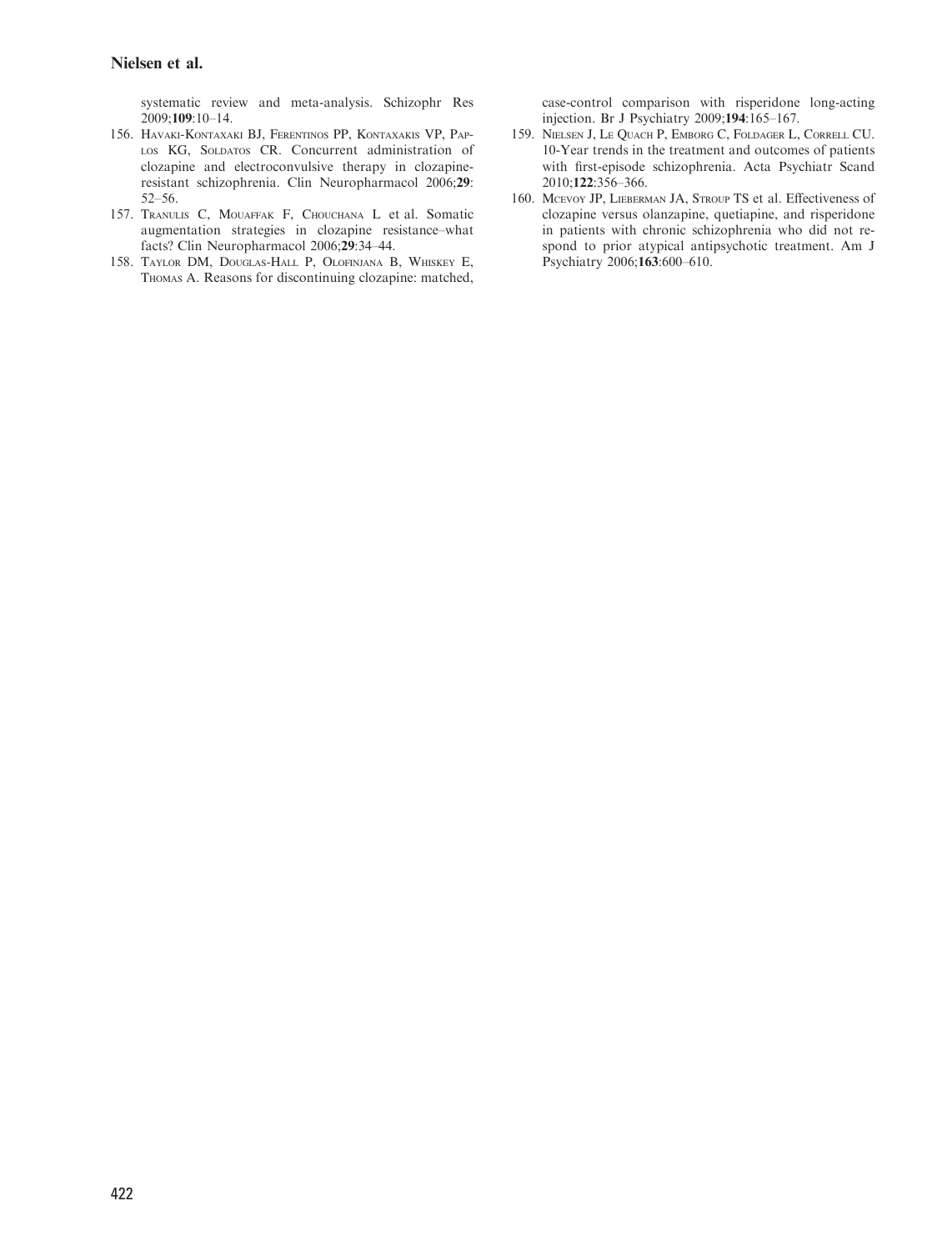systematic review and meta-analysis. Schizophr Res 2009;**109**:10–14.

156. Havaki-Kontaxaki BJ, Ferentinos PP, Kontaxakis VP, Paplos KG, Soldatos CR. Concurrent administration of clozapine and electroconvulsive therapy in clozapine-resistant schizophrenia. Clin Neuropharmacol 2006;**29**: 52–56.
157. Tranulis C, Mouaffak F, Chouchana L et al. Somatic augmentation strategies in clozapine resistance–what facts? Clin Neuropharmacol 2006;**29**:34–44.
158. Taylor DM, Douglas-Hall P, Olofinjana B, Whiskey E, Thomas A. Reasons for discontinuing clozapine: matched, case-control comparison with risperidone long-acting injection. Br J Psychiatry 2009;**194**:165–167.
159. Nielsen J, Le Quach P, Emborg C, Foldager L, Correll CU. 10-Year trends in the treatment and outcomes of patients with first-episode schizophrenia. Acta Psychiatr Scand 2010;**122**:356–366.
160. Mcevoy JP, Lieberman JA, Stroup TS et al. Effectiveness of clozapine versus olanzapine, quetiapine, and risperidone in patients with chronic schizophrenia who did not respond to prior atypical antipsychotic treatment. Am J Psychiatry 2006;**163**:600–610.